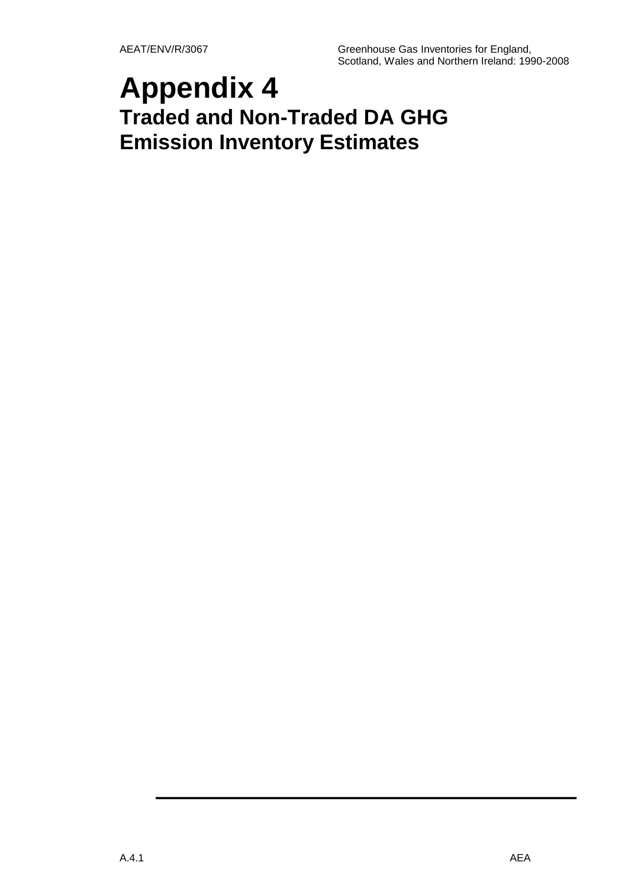# Appendix 4

## Traded and Non-Traded DA GHG Emission Inventory Estimates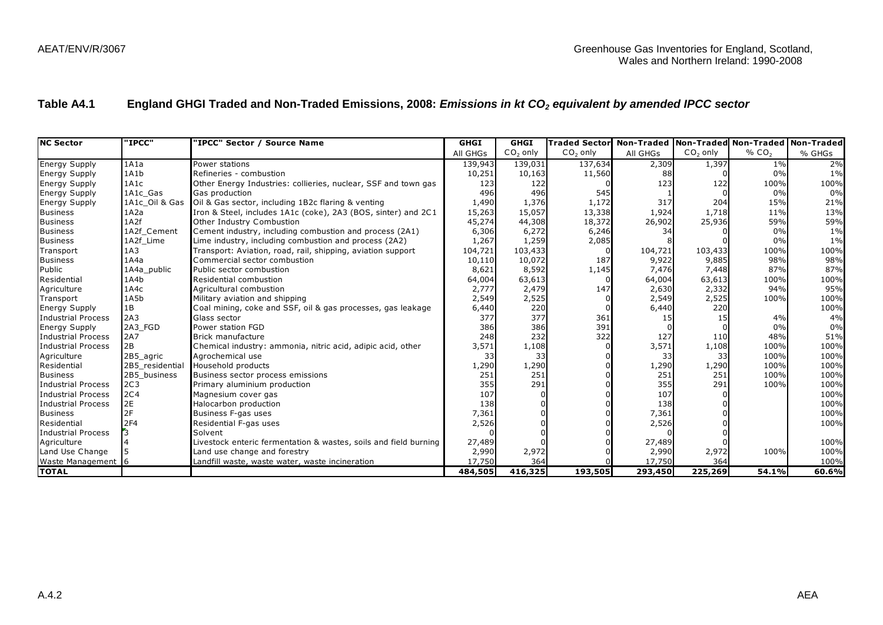## Table A4.1 England GHGI Traded and Non-Traded Emissions, 2008: *Emissions in kt $CO_2$ equivalent by amended IPCC sector*

| NC Sector | "IPCC" | "IPCC" Sector / Source Name | GHGI | GHGI | Traded Sector | Non-Traded | Non-Traded | Non-Traded | Non-Traded |
|---|---|---|---|---|---|---|---|---|---|
| | | | All GHGs | $CO_2$ only | $CO_2$ only | All GHGs | $CO_2$ only | % $CO_2$ | % GHGs |
| Energy Supply | 1A1a | Power stations | 139,943 | 139,031 | 137,634 | 2,309 | 1,397 | 1% | 2% |
| Energy Supply | 1A1b | Refineries - combustion | 10,251 | 10,163 | 11,560 | 88 | 0 | 0% | 1% |
| Energy Supply | 1A1c | Other Energy Industries: collieries, nuclear, SSF and town gas | 123 | 122 | 0 | 123 | 122 | 100% | 100% |
| Energy Supply | 1A1c_Gas | Gas production | 496 | 496 | 545 | 1 | 0 | 0% | 0% |
| Energy Supply | 1A1c_Oil & Gas | Oil & Gas sector, including 1B2c flaring & venting | 1,490 | 1,376 | 1,172 | 317 | 204 | 15% | 21% |
| Business | 1A2a | Iron & Steel, includes 1A1c (coke), 2A3 (BOS, sinter) and 2C1 | 15,263 | 15,057 | 13,338 | 1,924 | 1,718 | 11% | 13% |
| Business | 1A2f | Other Industry Combustion | 45,274 | 44,308 | 18,372 | 26,902 | 25,936 | 59% | 59% |
| Business | 1A2f_Cement | Cement industry, including combustion and process (2A1) | 6,306 | 6,272 | 6,246 | 34 | 0 | 0% | 1% |
| Business | 1A2f_Lime | Lime industry, including combustion and process (2A2) | 1,267 | 1,259 | 2,085 | 8 | 0 | 0% | 1% |
| Transport | 1A3 | Transport: Aviation, road, rail, shipping, aviation support | 104,721 | 103,433 | 0 | 104,721 | 103,433 | 100% | 100% |
| Business | 1A4a | Commercial sector combustion | 10,110 | 10,072 | 187 | 9,922 | 9,885 | 98% | 98% |
| Public | 1A4a_public | Public sector combustion | 8,621 | 8,592 | 1,145 | 7,476 | 7,448 | 87% | 87% |
| Residential | 1A4b | Residential combustion | 64,004 | 63,613 | 0 | 64,004 | 63,613 | 100% | 100% |
| Agriculture | 1A4c | Agricultural combustion | 2,777 | 2,479 | 147 | 2,630 | 2,332 | 94% | 95% |
| Transport | 1A5b | Military aviation and shipping | 2,549 | 2,525 | 0 | 2,549 | 2,525 | 100% | 100% |
| Energy Supply | 1B | Coal mining, coke and SSF, oil & gas processes, gas leakage | 6,440 | 220 | 0 | 6,440 | 220 | | 100% |
| Industrial Process | 2A3 | Glass sector | 377 | 377 | 361 | 15 | 15 | 4% | 4% |
| Energy Supply | 2A3_FGD | Power station FGD | 386 | 386 | 391 | 0 | 0 | 0% | 0% |
| Industrial Process | 2A7 | Brick manufacture | 248 | 232 | 322 | 127 | 110 | 48% | 51% |
| Industrial Process | 2B | Chemical industry: ammonia, nitric acid, adipic acid, other | 3,571 | 1,108 | 0 | 3,571 | 1,108 | 100% | 100% |
| Agriculture | 2B5_agric | Agrochemical use | 33 | 33 | 0 | 33 | 33 | 100% | 100% |
| Residential | 2B5_residential | Household products | 1,290 | 1,290 | 0 | 1,290 | 1,290 | 100% | 100% |
| Business | 2B5_business | Business sector process emissions | 251 | 251 | 0 | 251 | 251 | 100% | 100% |
| Industrial Process | 2C3 | Primary aluminium production | 355 | 291 | 0 | 355 | 291 | 100% | 100% |
| Industrial Process | 2C4 | Magnesium cover gas | 107 | 0 | 0 | 107 | 0 | | 100% |
| Industrial Process | 2E | Halocarbon production | 138 | 0 | 0 | 138 | 0 | | 100% |
| Business | 2F | Business F-gas uses | 7,361 | 0 | 0 | 7,361 | 0 | | 100% |
| Residential | 2F4 | Residential F-gas uses | 2,526 | 0 | 0 | 2,526 | 0 | | 100% |
| Industrial Process | 3 | Solvent | 0 | 0 | 0 | 0 | 0 | | |
| Agriculture | 4 | Livestock enteric fermentation & wastes, soils and field burning | 27,489 | 0 | 0 | 27,489 | 0 | | 100% |
| Land Use Change | 5 | Land use change and forestry | 2,990 | 2,972 | 0 | 2,990 | 2,972 | 100% | 100% |
| Waste Management | 6 | Landfill waste, waste water, waste incineration | 17,750 | 364 | 0 | 17,750 | 364 | | 100% |
| **TOTAL** | | | **484,505** | **416,325** | **193,505** | **293,450** | **225,269** | **54.1%** | **60.6%** |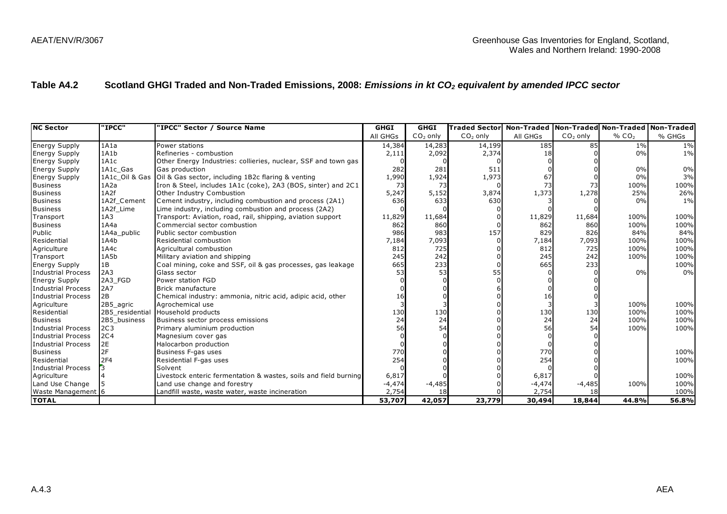## Table A4.2 Scotland GHGI Traded and Non-Traded Emissions, 2008: *Emissions in kt $CO_2$ equivalent by amended IPCC sector*

| NC Sector | "IPCC" | "IPCC" Sector / Source Name | GHGI | GHGI | Traded Sector | Non-Traded | Non-Traded | Non-Traded | Non-Traded |
|---|---|---|---|---|---|---|---|---|---|
| | | | All GHGs | $CO_2$ only | $CO_2$ only | All GHGs | $CO_2$ only | % $CO_2$ | % GHGs |
| Energy Supply | 1A1a | Power stations | 14,384 | 14,283 | 14,199 | 185 | 85 | 1% | 1% |
| Energy Supply | 1A1b | Refineries - combustion | 2,111 | 2,092 | 2,374 | 18 | 0 | 0% | 1% |
| Energy Supply | 1A1c | Other Energy Industries: collieries, nuclear, SSF and town gas | 0 | 0 | 0 | 0 | 0 | | |
| Energy Supply | 1A1c_Gas | Gas production | 282 | 281 | 511 | 0 | 0 | 0% | 0% |
| Energy Supply | 1A1c_Oil & Gas | Oil & Gas sector, including 1B2c flaring & venting | 1,990 | 1,924 | 1,973 | 67 | 0 | 0% | 3% |
| Business | 1A2a | Iron & Steel, includes 1A1c (coke), 2A3 (BOS, sinter) and 2C1 | 73 | 73 | 0 | 73 | 73 | 100% | 100% |
| Business | 1A2f | Other Industry Combustion | 5,247 | 5,152 | 3,874 | 1,373 | 1,278 | 25% | 26% |
| Business | 1A2f_Cement | Cement industry, including combustion and process (2A1) | 636 | 633 | 630 | 3 | 0 | 0% | 1% |
| Business | 1A2f_Lime | Lime industry, including combustion and process (2A2) | 0 | 0 | 0 | 0 | 0 | | |
| Transport | 1A3 | Transport: Aviation, road, rail, shipping, aviation support | 11,829 | 11,684 | 0 | 11,829 | 11,684 | 100% | 100% |
| Business | 1A4a | Commercial sector combustion | 862 | 860 | 0 | 862 | 860 | 100% | 100% |
| Public | 1A4a_public | Public sector combustion | 986 | 983 | 157 | 829 | 826 | 84% | 84% |
| Residential | 1A4b | Residential combustion | 7,184 | 7,093 | 0 | 7,184 | 7,093 | 100% | 100% |
| Agriculture | 1A4c | Agricultural combustion | 812 | 725 | 0 | 812 | 725 | 100% | 100% |
| Transport | 1A5b | Military aviation and shipping | 245 | 242 | 0 | 245 | 242 | 100% | 100% |
| Energy Supply | 1B | Coal mining, coke and SSF, oil & gas processes, gas leakage | 665 | 233 | 0 | 665 | 233 | | 100% |
| Industrial Process | 2A3 | Glass sector | 53 | 53 | 55 | 0 | 0 | 0% | 0% |
| Energy Supply | 2A3_FGD | Power station FGD | 0 | 0 | 0 | 0 | 0 | | |
| Industrial Process | 2A7 | Brick manufacture | 0 | 0 | 6 | 0 | 0 | | |
| Industrial Process | 2B | Chemical industry: ammonia, nitric acid, adipic acid, other | 16 | 0 | 0 | 16 | 0 | | |
| Agriculture | 2B5_agric | Agrochemical use | 3 | 3 | 0 | 3 | 3 | 100% | 100% |
| Residential | 2B5_residential | Household products | 130 | 130 | 0 | 130 | 130 | 100% | 100% |
| Business | 2B5_business | Business sector process emissions | 24 | 24 | 0 | 24 | 24 | 100% | 100% |
| Industrial Process | 2C3 | Primary aluminium production | 56 | 54 | 0 | 56 | 54 | 100% | 100% |
| Industrial Process | 2C4 | Magnesium cover gas | 0 | 0 | 0 | 0 | 0 | | |
| Industrial Process | 2E | Halocarbon production | 0 | 0 | 0 | 0 | 0 | | |
| Business | 2F | Business F-gas uses | 770 | 0 | 0 | 770 | 0 | | 100% |
| Residential | 2F4 | Residential F-gas uses | 254 | 0 | 0 | 254 | 0 | | 100% |
| Industrial Process | 3 | Solvent | 0 | 0 | 0 | 0 | 0 | | |
| Agriculture | 4 | Livestock enteric fermentation & wastes, soils and field burning | 6,817 | 0 | 0 | 6,817 | 0 | | 100% |
| Land Use Change | 5 | Land use change and forestry | -4,474 | -4,485 | 0 | -4,474 | -4,485 | 100% | 100% |
| Waste Management | 6 | Landfill waste, waste water, waste incineration | 2,754 | 18 | 0 | 2,754 | 18 | | 100% |
| **TOTAL** | | | **53,707** | **42,057** | **23,779** | **30,494** | **18,844** | **44.8%** | **56.8%** |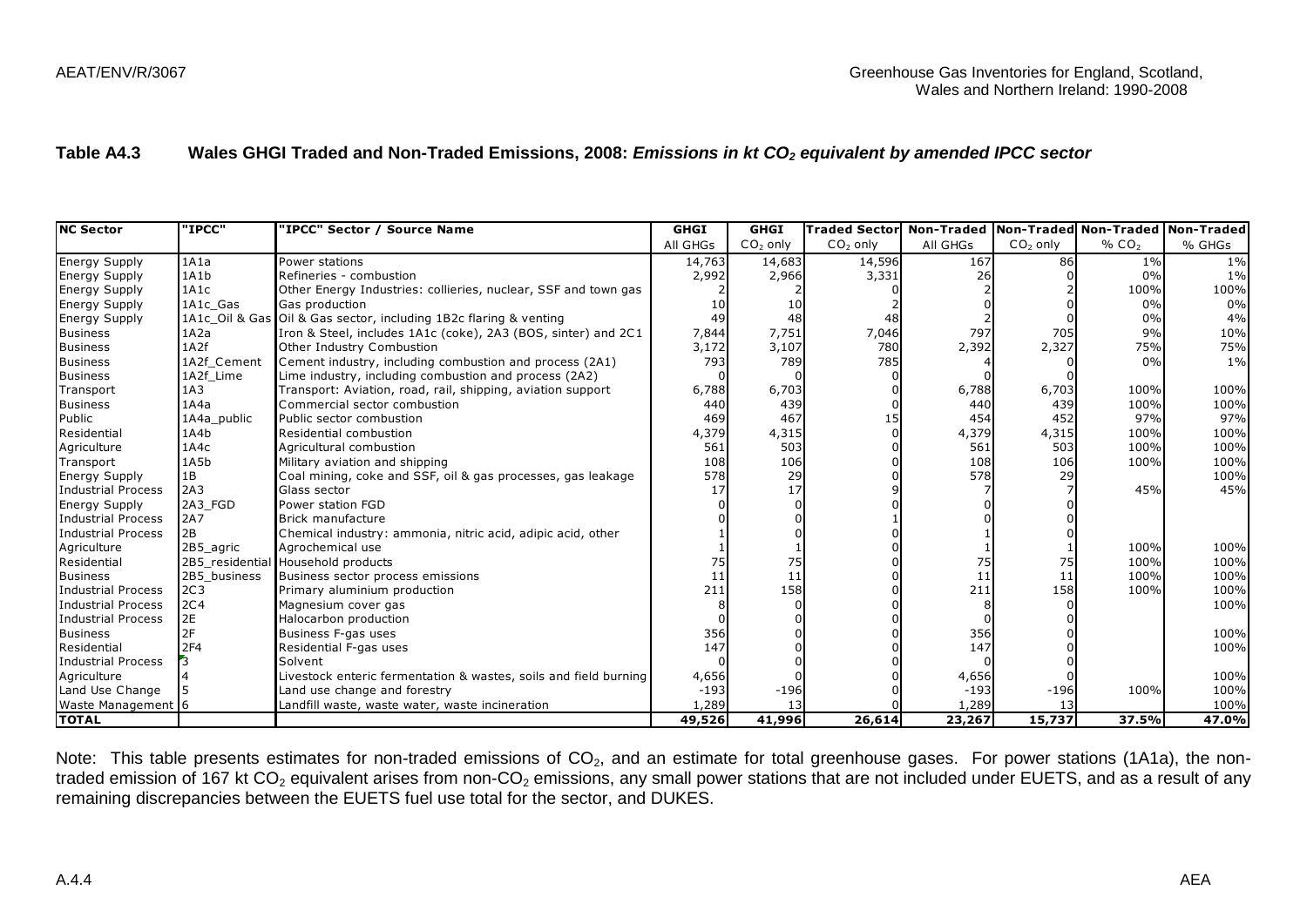**Table A4.3 Wales GHGI Traded and Non-Traded Emissions, 2008:** ***Emissions in kt $CO_2$ equivalent by amended IPCC sector***

| NC Sector | "IPCC" | "IPCC" Sector / Source Name | GHGI | GHGI | Traded Sector | Non-Traded | Non-Traded | Non-Traded | Non-Traded |
|---|---|---|---|---|---|---|---|---|---|
| | | | All GHGs | $CO_2$ only | $CO_2$ only | All GHGs | $CO_2$ only | % $CO_2$ | % GHGs |
| Energy Supply | 1A1a | Power stations | 14,763 | 14,683 | 14,596 | 167 | 86 | 1% | 1% |
| Energy Supply | 1A1b | Refineries - combustion | 2,992 | 2,966 | 3,331 | 26 | 0 | 0% | 1% |
| Energy Supply | 1A1c | Other Energy Industries: collieries, nuclear, SSF and town gas | 2 | 2 | 0 | 2 | 2 | 100% | 100% |
| Energy Supply | 1A1c_Gas | Gas production | 10 | 10 | 2 | 0 | 0 | 0% | 0% |
| Energy Supply | 1A1c_Oil & Gas | Oil & Gas sector, including 1B2c flaring & venting | 49 | 48 | 48 | 2 | 0 | 0% | 4% |
| Business | 1A2a | Iron & Steel, includes 1A1c (coke), 2A3 (BOS, sinter) and 2C1 | 7,844 | 7,751 | 7,046 | 797 | 705 | 9% | 10% |
| Business | 1A2f | Other Industry Combustion | 3,172 | 3,107 | 780 | 2,392 | 2,327 | 75% | 75% |
| Business | 1A2f_Cement | Cement industry, including combustion and process (2A1) | 793 | 789 | 785 | 4 | 0 | 0% | 1% |
| Business | 1A2f_Lime | Lime industry, including combustion and process (2A2) | 0 | 0 | 0 | 0 | 0 | | |
| Transport | 1A3 | Transport: Aviation, road, rail, shipping, aviation support | 6,788 | 6,703 | 0 | 6,788 | 6,703 | 100% | 100% |
| Business | 1A4a | Commercial sector combustion | 440 | 439 | 0 | 440 | 439 | 100% | 100% |
| Public | 1A4a_public | Public sector combustion | 469 | 467 | 15 | 454 | 452 | 97% | 97% |
| Residential | 1A4b | Residential combustion | 4,379 | 4,315 | 0 | 4,379 | 4,315 | 100% | 100% |
| Agriculture | 1A4c | Agricultural combustion | 561 | 503 | 0 | 561 | 503 | 100% | 100% |
| Transport | 1A5b | Military aviation and shipping | 108 | 106 | 0 | 108 | 106 | 100% | 100% |
| Energy Supply | 1B | Coal mining, coke and SSF, oil & gas processes, gas leakage | 578 | 29 | 0 | 578 | 29 | | 100% |
| Industrial Process | 2A3 | Glass sector | 17 | 17 | 9 | 7 | 7 | 45% | 45% |
| Energy Supply | 2A3_FGD | Power station FGD | 0 | 0 | 0 | 0 | 0 | | |
| Industrial Process | 2A7 | Brick manufacture | 0 | 0 | 1 | 0 | 0 | | |
| Industrial Process | 2B | Chemical industry: ammonia, nitric acid, adipic acid, other | 1 | 0 | 0 | 1 | 0 | | |
| Agriculture | 2B5_agric | Agrochemical use | 1 | 1 | 0 | 1 | 1 | 100% | 100% |
| Residential | 2B5_residential | Household products | 75 | 75 | 0 | 75 | 75 | 100% | 100% |
| Business | 2B5_business | Business sector process emissions | 11 | 11 | 0 | 11 | 11 | 100% | 100% |
| Industrial Process | 2C3 | Primary aluminium production | 211 | 158 | 0 | 211 | 158 | 100% | 100% |
| Industrial Process | 2C4 | Magnesium cover gas | 8 | 0 | 0 | 8 | 0 | | 100% |
| Industrial Process | 2E | Halocarbon production | 0 | 0 | 0 | 0 | 0 | | |
| Business | 2F | Business F-gas uses | 356 | 0 | 0 | 356 | 0 | | 100% |
| Residential | 2F4 | Residential F-gas uses | 147 | 0 | 0 | 147 | 0 | | 100% |
| Industrial Process | 3 | Solvent | 0 | 0 | 0 | 0 | 0 | | |
| Agriculture | 4 | Livestock enteric fermentation & wastes, soils and field burning | 4,656 | 0 | 0 | 4,656 | 0 | | 100% |
| Land Use Change | 5 | Land use change and forestry | -193 | -196 | 0 | -193 | -196 | 100% | 100% |
| Waste Management | 6 | Landfill waste, waste water, waste incineration | 1,289 | 13 | 0 | 1,289 | 13 | | 100% |
| **TOTAL** | | | **49,526** | **41,996** | **26,614** | **23,267** | **15,737** | **37.5%** | **47.0%** |

Note: This table presents estimates for non-traded emissions of $CO_2$, and an estimate for total greenhouse gases. For power stations (1A1a), the non-traded emission of 167 kt $CO_2$ equivalent arises from non-$CO_2$ emissions, any small power stations that are not included under EUETS, and as a result of any remaining discrepancies between the EUETS fuel use total for the sector, and DUKES.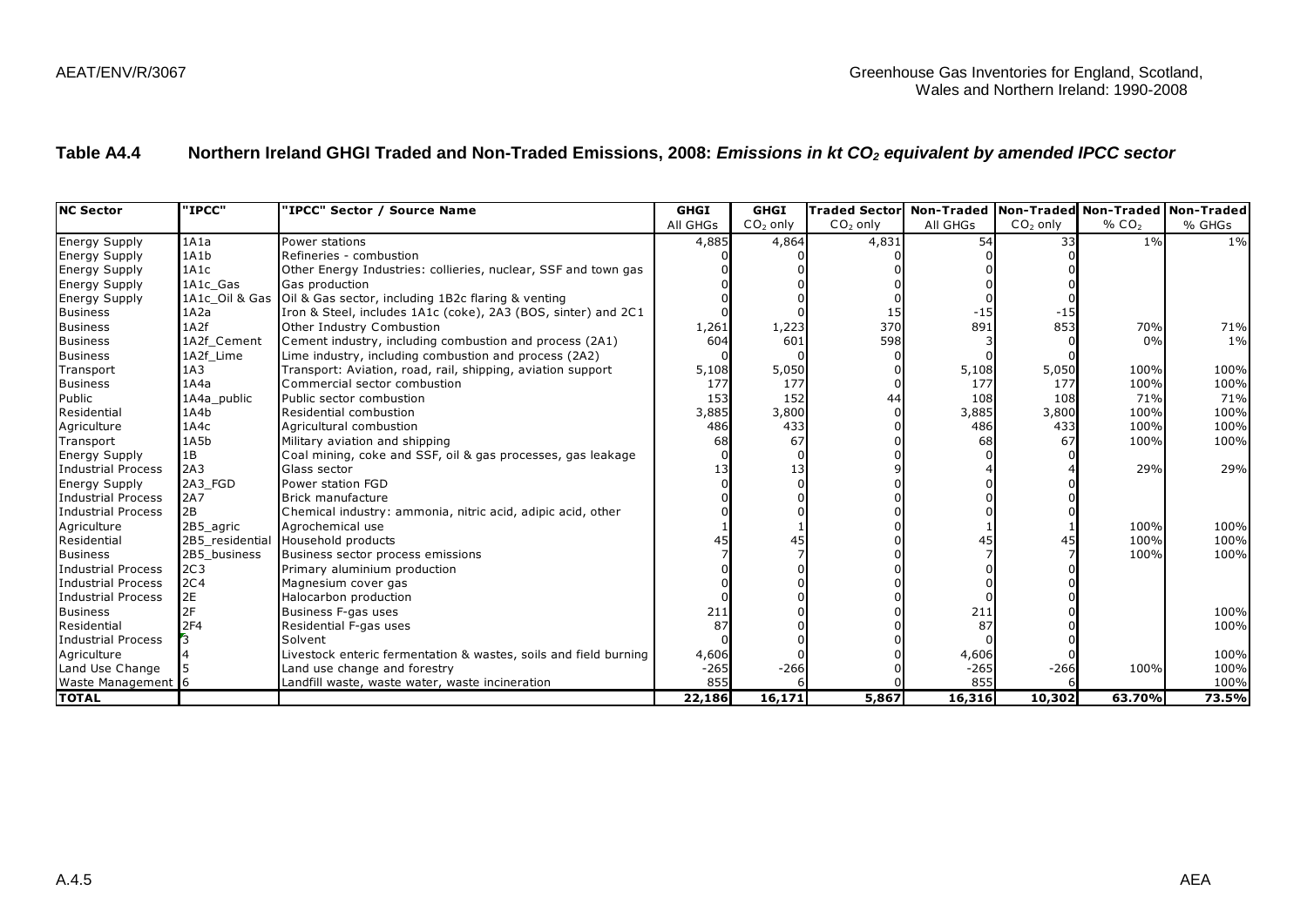## Table A4.4 Northern Ireland GHGI Traded and Non-Traded Emissions, 2008: *Emissions in kt $CO_2$ equivalent by amended IPCC sector*

| NC Sector | "IPCC" | "IPCC" Sector / Source Name | GHGI | GHGI | Traded Sector | Non-Traded | Non-Traded | Non-Traded | Non-Traded |
|---|---|---|---|---|---|---|---|---|---|
| | | | All GHGs | $CO_2$ only | $CO_2$ only | All GHGs | $CO_2$ only | % $CO_2$ | % GHGs |
| Energy Supply | 1A1a | Power stations | 4,885 | 4,864 | 4,831 | 54 | 33 | 1% | 1% |
| Energy Supply | 1A1b | Refineries - combustion | 0 | 0 | 0 | 0 | 0 | | |
| Energy Supply | 1A1c | Other Energy Industries: collieries, nuclear, SSF and town gas | 0 | 0 | 0 | 0 | 0 | | |
| Energy Supply | 1A1c_Gas | Gas production | 0 | 0 | 0 | 0 | 0 | | |
| Energy Supply | 1A1c_Oil & Gas | Oil & Gas sector, including 1B2c flaring & venting | 0 | 0 | 0 | 0 | 0 | | |
| Business | 1A2a | Iron & Steel, includes 1A1c (coke), 2A3 (BOS, sinter) and 2C1 | 0 | 0 | 15 | -15 | -15 | | |
| Business | 1A2f | Other Industry Combustion | 1,261 | 1,223 | 370 | 891 | 853 | 70% | 71% |
| Business | 1A2f_Cement | Cement industry, including combustion and process (2A1) | 604 | 601 | 598 | 3 | 0 | 0% | 1% |
| Business | 1A2f_Lime | Lime industry, including combustion and process (2A2) | 0 | 0 | 0 | 0 | 0 | | |
| Transport | 1A3 | Transport: Aviation, road, rail, shipping, aviation support | 5,108 | 5,050 | 0 | 5,108 | 5,050 | 100% | 100% |
| Business | 1A4a | Commercial sector combustion | 177 | 177 | 0 | 177 | 177 | 100% | 100% |
| Public | 1A4a_public | Public sector combustion | 153 | 152 | 44 | 108 | 108 | 71% | 71% |
| Residential | 1A4b | Residential combustion | 3,885 | 3,800 | 0 | 3,885 | 3,800 | 100% | 100% |
| Agriculture | 1A4c | Agricultural combustion | 486 | 433 | 0 | 486 | 433 | 100% | 100% |
| Transport | 1A5b | Military aviation and shipping | 68 | 67 | 0 | 68 | 67 | 100% | 100% |
| Energy Supply | 1B | Coal mining, coke and SSF, oil & gas processes, gas leakage | 0 | 0 | 0 | 0 | 0 | | |
| Industrial Process | 2A3 | Glass sector | 13 | 13 | 9 | 4 | 4 | 29% | 29% |
| Energy Supply | 2A3_FGD | Power station FGD | 0 | 0 | 0 | 0 | 0 | | |
| Industrial Process | 2A7 | Brick manufacture | 0 | 0 | 0 | 0 | 0 | | |
| Industrial Process | 2B | Chemical industry: ammonia, nitric acid, adipic acid, other | 0 | 0 | 0 | 0 | 0 | | |
| Agriculture | 2B5_agric | Agrochemical use | 1 | 1 | 0 | 1 | 1 | 100% | 100% |
| Residential | 2B5_residential | Household products | 45 | 45 | 0 | 45 | 45 | 100% | 100% |
| Business | 2B5_business | Business sector process emissions | 7 | 7 | 0 | 7 | 7 | 100% | 100% |
| Industrial Process | 2C3 | Primary aluminium production | 0 | 0 | 0 | 0 | 0 | | |
| Industrial Process | 2C4 | Magnesium cover gas | 0 | 0 | 0 | 0 | 0 | | |
| Industrial Process | 2E | Halocarbon production | 0 | 0 | 0 | 0 | 0 | | |
| Business | 2F | Business F-gas uses | 211 | 0 | 0 | 211 | 0 | | 100% |
| Residential | 2F4 | Residential F-gas uses | 87 | 0 | 0 | 87 | 0 | | 100% |
| Industrial Process | 3 | Solvent | 0 | 0 | 0 | 0 | 0 | | |
| Agriculture | 4 | Livestock enteric fermentation & wastes, soils and field burning | 4,606 | 0 | 0 | 4,606 | 0 | | 100% |
| Land Use Change | 5 | Land use change and forestry | -265 | -266 | 0 | -265 | -266 | 100% | 100% |
| Waste Management | 6 | Landfill waste, waste water, waste incineration | 855 | 6 | 0 | 855 | 6 | | 100% |
| **TOTAL** | | | **22,186** | **16,171** | **5,867** | **16,316** | **10,302** | **63.70%** | **73.5%** |